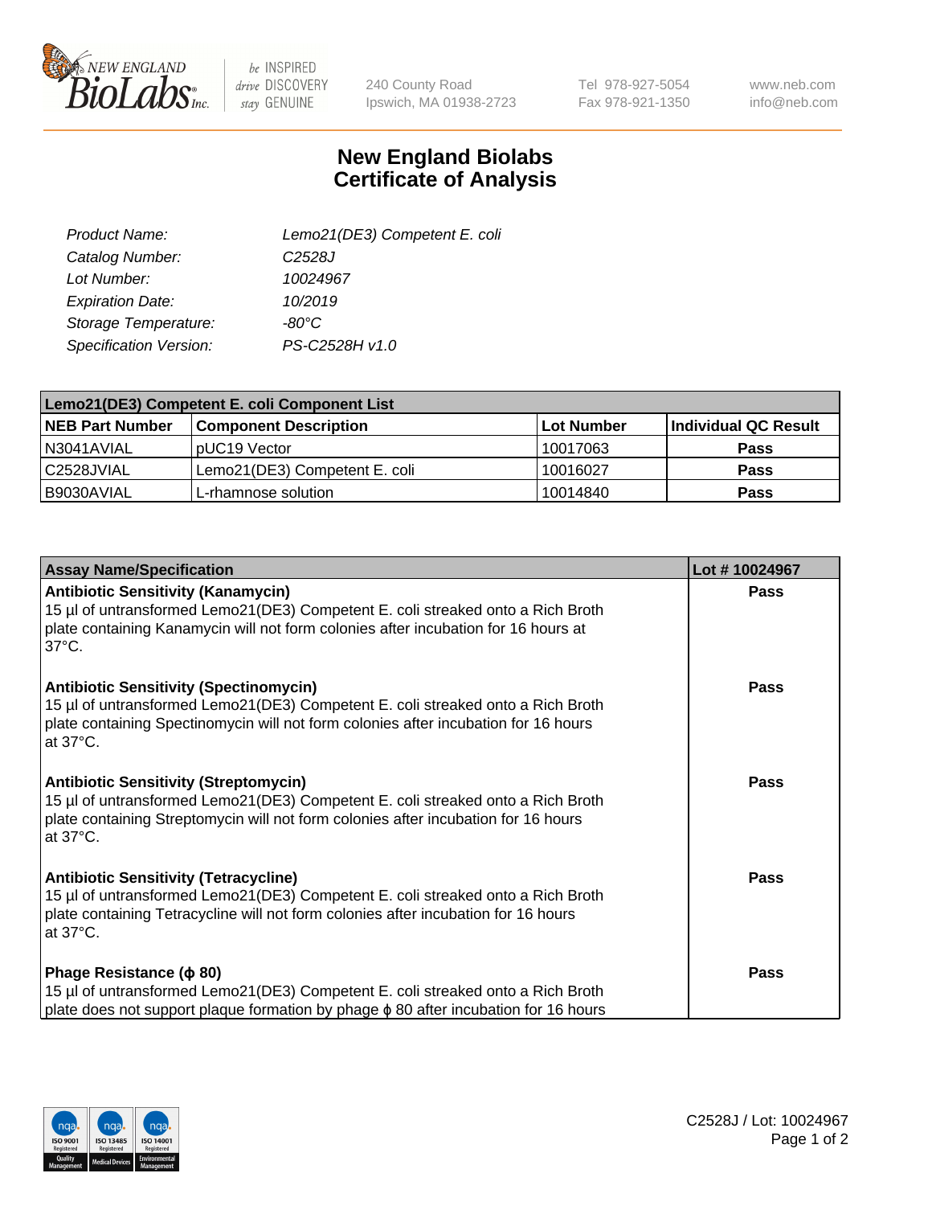# New England Biolabs Certificate of Analysis

| | |
|---|---|
| *Product Name:* | *Lemo21(DE3) Competent E. coli* |
| *Catalog Number:* | *C2528J* |
| *Lot Number:* | *10024967* |
| *Expiration Date:* | *10/2019* |
| *Storage Temperature:* | *-80°C* |
| *Specification Version:* | *PS-C2528H v1.0* |

| **Lemo21(DE3) Competent E. coli Component List** | | | |
|---|---|---|---|
| **NEB Part Number** | **Component Description** | **Lot Number** | **Individual QC Result** |
| N3041AVIAL | pUC19 Vector | 10017063 | **Pass** |
| C2528JVIAL | Lemo21(DE3) Competent E. coli | 10016027 | **Pass** |
| B9030AVIAL | L-rhamnose solution | 10014840 | **Pass** |

| **Assay Name/Specification** | **Lot # 10024967** |
|---|---|
| **Antibiotic Sensitivity (Kanamycin)** 15 µl of untransformed Lemo21(DE3) Competent E. coli streaked onto a Rich Broth plate containing Kanamycin will not form colonies after incubation for 16 hours at 37°C. | **Pass** |
| **Antibiotic Sensitivity (Spectinomycin)** 15 µl of untransformed Lemo21(DE3) Competent E. coli streaked onto a Rich Broth plate containing Spectinomycin will not form colonies after incubation for 16 hours at 37°C. | **Pass** |
| **Antibiotic Sensitivity (Streptomycin)** 15 µl of untransformed Lemo21(DE3) Competent E. coli streaked onto a Rich Broth plate containing Streptomycin will not form colonies after incubation for 16 hours at 37°C. | **Pass** |
| **Antibiotic Sensitivity (Tetracycline)** 15 µl of untransformed Lemo21(DE3) Competent E. coli streaked onto a Rich Broth plate containing Tetracycline will not form colonies after incubation for 16 hours at 37°C. | **Pass** |
| **Phage Resistance (ϕ 80)** 15 µl of untransformed Lemo21(DE3) Competent E. coli streaked onto a Rich Broth plate does not support plaque formation by phage ϕ 80 after incubation for 16 hours | **Pass** |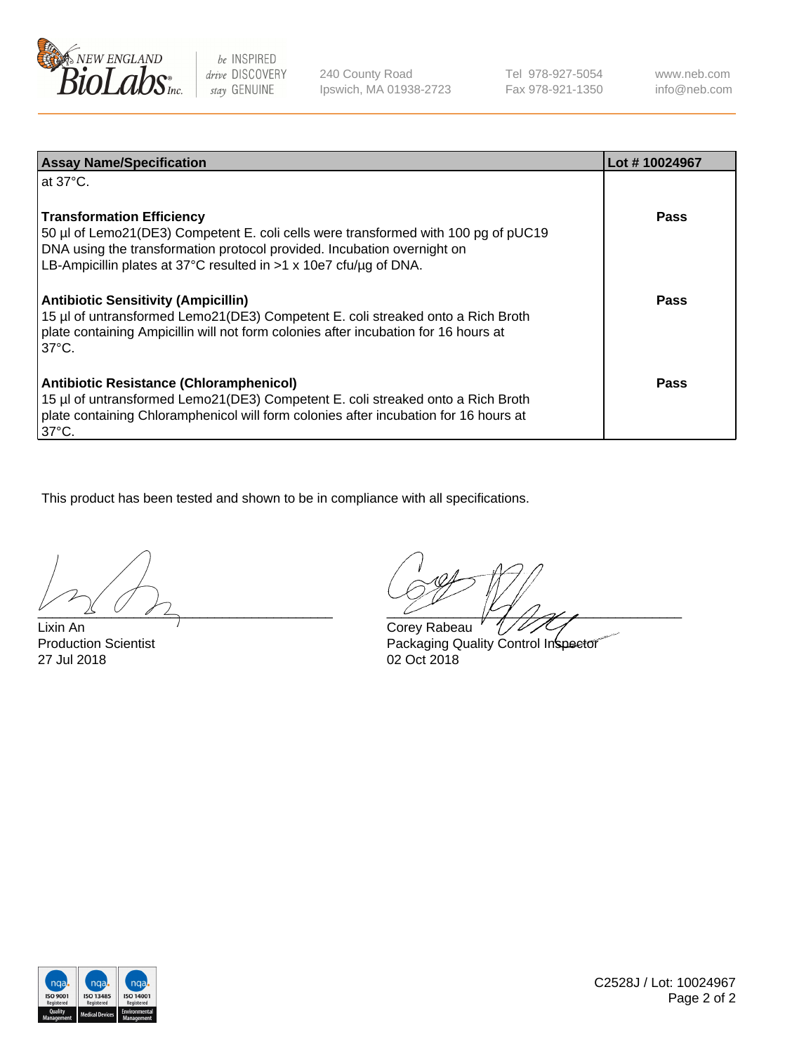| Assay Name/Specification | Lot # 10024967 |
|---|---|
| at 37°C. | |
| **Transformation Efficiency**<br>50 µl of Lemo21(DE3) Competent E. coli cells were transformed with 100 pg of pUC19 DNA using the transformation protocol provided. Incubation overnight on LB-Ampicillin plates at 37°C resulted in >1 x 10e7 cfu/µg of DNA. | **Pass** |
| **Antibiotic Sensitivity (Ampicillin)**<br>15 µl of untransformed Lemo21(DE3) Competent E. coli streaked onto a Rich Broth plate containing Ampicillin will not form colonies after incubation for 16 hours at 37°C. | **Pass** |
| **Antibiotic Resistance (Chloramphenicol)**<br>15 µl of untransformed Lemo21(DE3) Competent E. coli streaked onto a Rich Broth plate containing Chloramphenicol will form colonies after incubation for 16 hours at 37°C. | **Pass** |

This product has been tested and shown to be in compliance with all specifications.

Lixin An
Production Scientist
27 Jul 2018

Corey Rabeau
Packaging Quality Control Inspector
02 Oct 2018

C2528J / Lot: 10024967